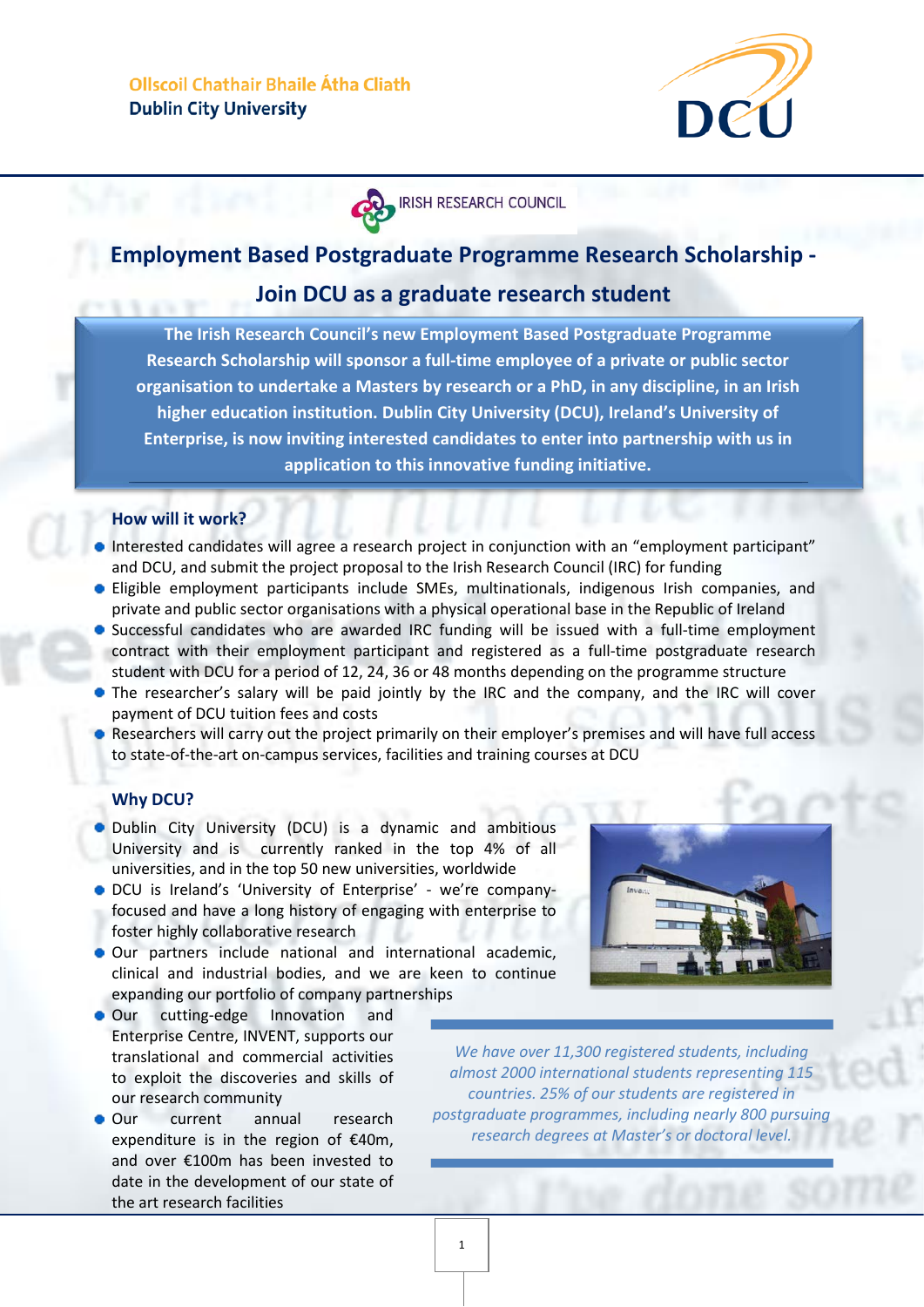Ollscoil Chathair Bhaile Átha Cliath
**Dublin City University**

IRISH RESEARCH COUNCIL

# Employment Based Postgraduate Programme Research Scholarship - Join DCU as a graduate research student

**The Irish Research Council's new Employment Based Postgraduate Programme Research Scholarship will sponsor a full-time employee of a private or public sector organisation to undertake a Masters by research or a PhD, in any discipline, in an Irish higher education institution. Dublin City University (DCU), Ireland's University of Enterprise, is now inviting interested candidates to enter into partnership with us in application to this innovative funding initiative.**

## How will it work?

- Interested candidates will agree a research project in conjunction with an "employment participant" and DCU, and submit the project proposal to the Irish Research Council (IRC) for funding
- Eligible employment participants include SMEs, multinationals, indigenous Irish companies, and private and public sector organisations with a physical operational base in the Republic of Ireland
- Successful candidates who are awarded IRC funding will be issued with a full-time employment contract with their employment participant and registered as a full-time postgraduate research student with DCU for a period of 12, 24, 36 or 48 months depending on the programme structure
- The researcher's salary will be paid jointly by the IRC and the company, and the IRC will cover payment of DCU tuition fees and costs
- Researchers will carry out the project primarily on their employer's premises and will have full access to state-of-the-art on-campus services, facilities and training courses at DCU

## Why DCU?

- Dublin City University (DCU) is a dynamic and ambitious University and is currently ranked in the top 4% of all universities, and in the top 50 new universities, worldwide
- DCU is Ireland's 'University of Enterprise' - we're company-focused and have a long history of engaging with enterprise to foster highly collaborative research
- Our partners include national and international academic, clinical and industrial bodies, and we are keen to continue expanding our portfolio of company partnerships
- Our cutting-edge Innovation and Enterprise Centre, INVENT, supports our translational and commercial activities to exploit the discoveries and skills of our research community
- Our current annual research expenditure is in the region of €40m, and over €100m has been invested to date in the development of our state of the art research facilities

*We have over 11,300 registered students, including almost 2000 international students representing 115 countries. 25% of our students are registered in postgraduate programmes, including nearly 800 pursuing research degrees at Master's or doctoral level.*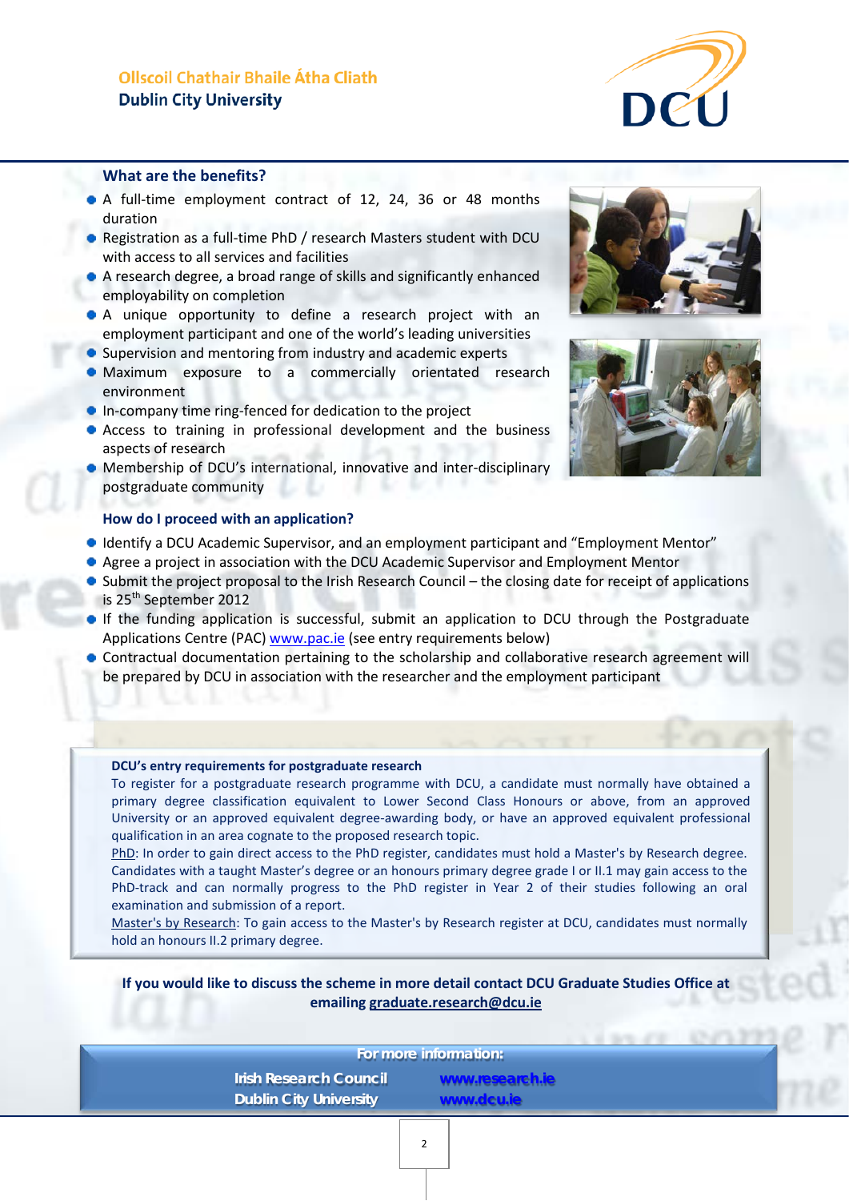Ollscoil Chathair Bhaile Átha Cliath
**Dublin City University**

## What are the benefits?

- A full-time employment contract of 12, 24, 36 or 48 months duration
- Registration as a full-time PhD / research Masters student with DCU with access to all services and facilities
- A research degree, a broad range of skills and significantly enhanced employability on completion
- A unique opportunity to define a research project with an employment participant and one of the world's leading universities
- Supervision and mentoring from industry and academic experts
- Maximum exposure to a commercially orientated research environment
- In-company time ring-fenced for dedication to the project
- Access to training in professional development and the business aspects of research
- Membership of DCU's international, innovative and inter-disciplinary postgraduate community

## How do I proceed with an application?

- Identify a DCU Academic Supervisor, and an employment participant and "Employment Mentor"
- Agree a project in association with the DCU Academic Supervisor and Employment Mentor
- Submit the project proposal to the Irish Research Council – the closing date for receipt of applications is 25th September 2012
- If the funding application is successful, submit an application to DCU through the Postgraduate Applications Centre (PAC) www.pac.ie (see entry requirements below)
- Contractual documentation pertaining to the scholarship and collaborative research agreement will be prepared by DCU in association with the researcher and the employment participant

**DCU's entry requirements for postgraduate research**

To register for a postgraduate research programme with DCU, a candidate must normally have obtained a primary degree classification equivalent to Lower Second Class Honours or above, from an approved University or an approved equivalent degree-awarding body, or have an approved equivalent professional qualification in an area cognate to the proposed research topic.

PhD: In order to gain direct access to the PhD register, candidates must hold a Master's by Research degree. Candidates with a taught Master's degree or an honours primary degree grade I or II.1 may gain access to the PhD-track and can normally progress to the PhD register in Year 2 of their studies following an oral examination and submission of a report.

Master's by Research: To gain access to the Master's by Research register at DCU, candidates must normally hold an honours II.2 primary degree.

**If you would like to discuss the scheme in more detail contact DCU Graduate Studies Office at emailing graduate.research@dcu.ie**

**For more information:**

| | |
|---|---|
| Irish Research Council | www.research.ie |
| Dublin City University | www.dcu.ie |